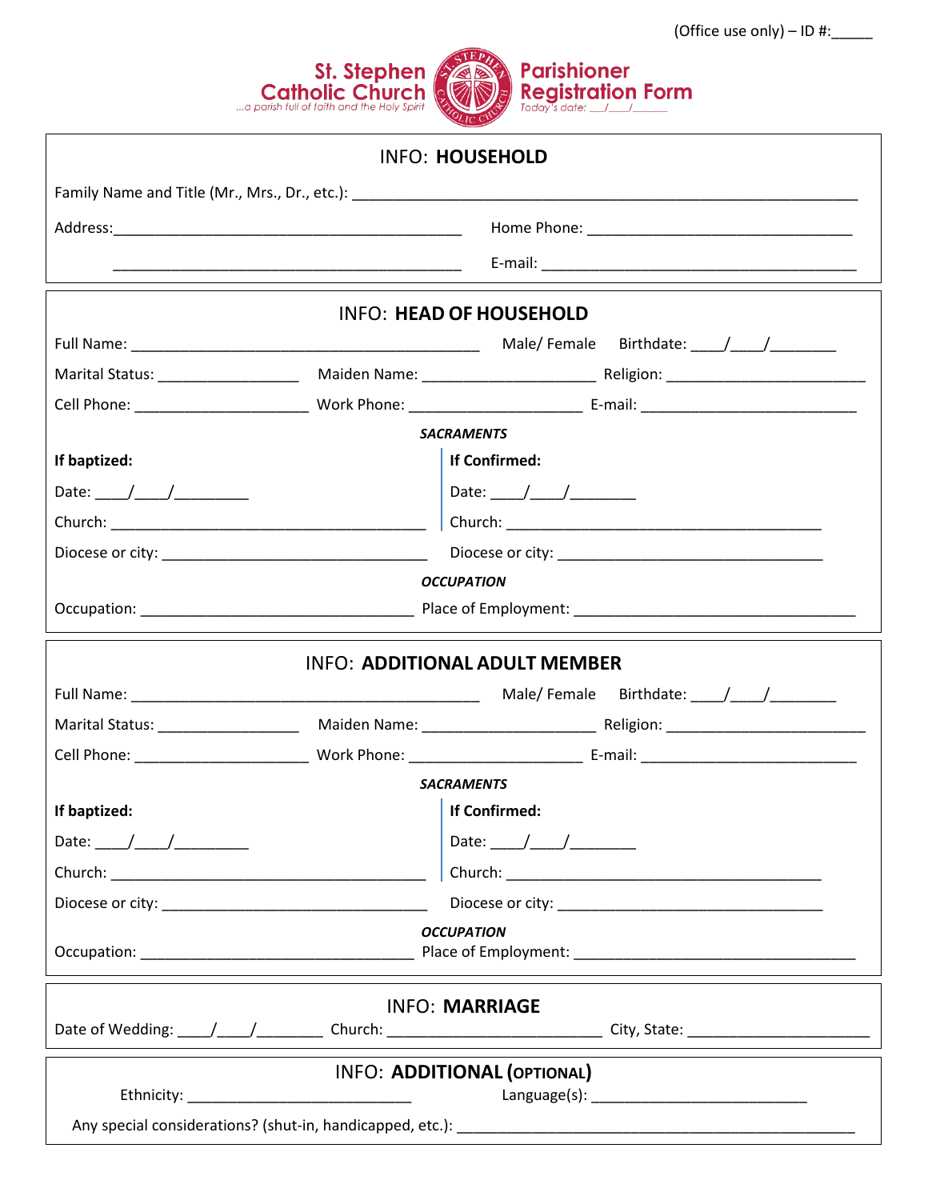(Office use only) – ID #:_____

# St. Stephen Catholic Church

*...a parish full of faith and the Holy Spirit*

# Parishioner Registration Form

*Today's date: ___/___/______*

## INFO: **HOUSEHOLD**

Family Name and Title (Mr., Mrs., Dr., etc.): ____________________________________________________________

Address:____________________________________________ Home Phone: _________________________________

____________________________________________ E-mail: ________________________________________

## INFO: **HEAD OF HOUSEHOLD**

Full Name: ____________________________________________ Male/ Female Birthdate: ____/____/________

Marital Status: _________________ Maiden Name: _____________________ Religion: ________________________

Cell Phone: _____________________ Work Phone: _____________________ E-mail: __________________________

***SACRAMENTS***

**If baptized:**

Date: ____/____/_________

Church: _______________________________________

Diocese or city: _________________________________

**If Confirmed:**

Date: ____/____/________

Church: _______________________________________

Diocese or city: _________________________________

***OCCUPATION***

Occupation: __________________________________ Place of Employment: __________________________________

## INFO: **ADDITIONAL ADULT MEMBER**

Full Name: ____________________________________________ Male/ Female Birthdate: ____/____/________

Marital Status: _________________ Maiden Name: _____________________ Religion: ________________________

Cell Phone: _____________________ Work Phone: _____________________ E-mail: __________________________

***SACRAMENTS***

**If baptized:**

Date: ____/____/_________

Church: _______________________________________

Diocese or city: _________________________________

**If Confirmed:**

Date: ____/____/________

Church: _______________________________________

Diocese or city: _________________________________

***OCCUPATION***

Occupation: __________________________________ Place of Employment: __________________________________

## INFO: **MARRIAGE**

Date of Wedding: ____/____/________ Church: __________________________ City, State: ______________________

## INFO: **ADDITIONAL (OPTIONAL)**

Ethnicity: ___________________________ Language(s): __________________________

Any special considerations? (shut-in, handicapped, etc.): __________________________________________________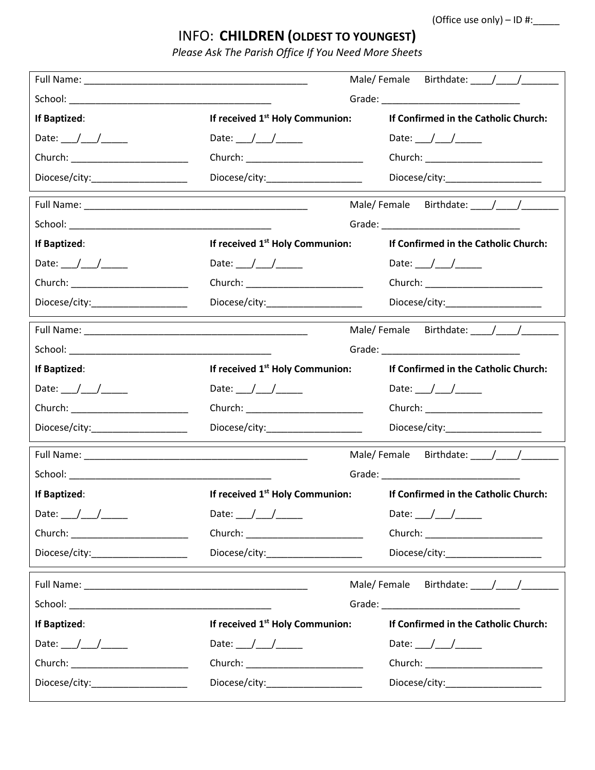(Office use only) – ID #:_____

# INFO: **CHILDREN (OLDEST TO YOUNGEST)**

*Please Ask The Parish Office If You Need More Sheets*

Full Name: ____________________________________________ Male/ Female Birthdate: ____/____/_______

School: ________________________________________ Grade: ___________________________

| **If Baptized**: | **If received 1st Holy Communion:** | **If Confirmed in the Catholic Church:** |
|---|---|---|
| Date: ___/___/_____ | Date: ___/___/_____ | Date: ___/___/_____ |
| Church: _______________________ | Church: _______________________ | Church: _______________________ |
| Diocese/city:___________________ | Diocese/city:___________________ | Diocese/city:___________________ |

Full Name: ____________________________________________ Male/ Female Birthdate: ____/____/_______

School: ________________________________________ Grade: ___________________________

| **If Baptized**: | **If received 1st Holy Communion:** | **If Confirmed in the Catholic Church:** |
|---|---|---|
| Date: ___/___/_____ | Date: ___/___/_____ | Date: ___/___/_____ |
| Church: _______________________ | Church: _______________________ | Church: _______________________ |
| Diocese/city:___________________ | Diocese/city:___________________ | Diocese/city:___________________ |

Full Name: ____________________________________________ Male/ Female Birthdate: ____/____/_______

School: ________________________________________ Grade: ___________________________

| **If Baptized**: | **If received 1st Holy Communion:** | **If Confirmed in the Catholic Church:** |
|---|---|---|
| Date: ___/___/_____ | Date: ___/___/_____ | Date: ___/___/_____ |
| Church: _______________________ | Church: _______________________ | Church: _______________________ |
| Diocese/city:___________________ | Diocese/city:___________________ | Diocese/city:___________________ |

Full Name: ____________________________________________ Male/ Female Birthdate: ____/____/_______

School: ________________________________________ Grade: ___________________________

| **If Baptized**: | **If received 1st Holy Communion:** | **If Confirmed in the Catholic Church:** |
|---|---|---|
| Date: ___/___/_____ | Date: ___/___/_____ | Date: ___/___/_____ |
| Church: _______________________ | Church: _______________________ | Church: _______________________ |
| Diocese/city:___________________ | Diocese/city:___________________ | Diocese/city:___________________ |

Full Name: ____________________________________________ Male/ Female Birthdate: ____/____/_______

School: ________________________________________ Grade: ___________________________

| **If Baptized**: | **If received 1st Holy Communion:** | **If Confirmed in the Catholic Church:** |
|---|---|---|
| Date: ___/___/_____ | Date: ___/___/_____ | Date: ___/___/_____ |
| Church: _______________________ | Church: _______________________ | Church: _______________________ |
| Diocese/city:___________________ | Diocese/city:___________________ | Diocese/city:___________________ |